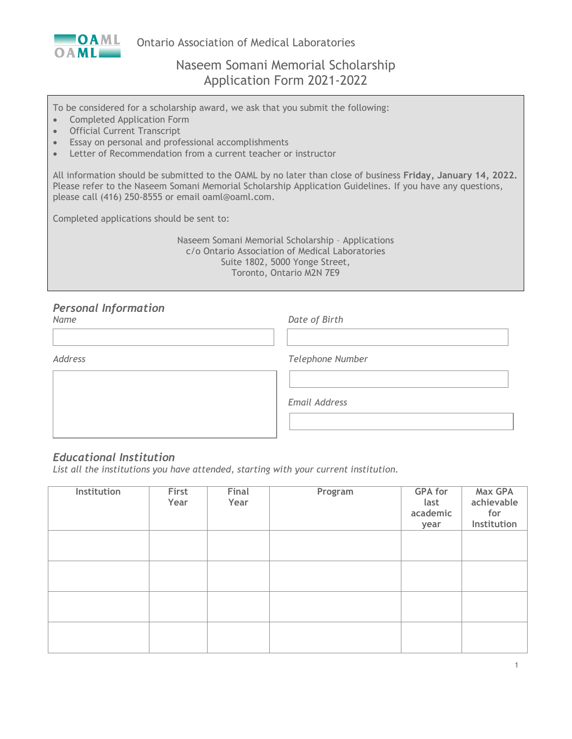Ontario Association of Medical Laboratories

# Naseem Somani Memorial Scholarship Application Form 2021-2022

To be considered for a scholarship award, we ask that you submit the following:

- Completed Application Form
- Official Current Transcript
- Essay on personal and professional accomplishments
- Letter of Recommendation from a current teacher or instructor

All information should be submitted to the OAML by no later than close of business **Friday, January 14, 2022.** Please refer to the Naseem Somani Memorial Scholarship Application Guidelines. If you have any questions, please call (416) 250-8555 or email oaml@oaml.com.

Completed applications should be sent to:

Naseem Somani Memorial Scholarship – Applications
c/o Ontario Association of Medical Laboratories
Suite 1802, 5000 Yonge Street,
Toronto, Ontario M2N 7E9

## *Personal Information*

*Name*

*Date of Birth*

*Address*

*Telephone Number*

*Email Address*

## *Educational Institution*

*List all the institutions you have attended, starting with your current institution.*

| Institution | First Year | Final Year | Program | GPA for last academic year | Max GPA achievable for Institution |
|---|---|---|---|---|---|
| | | | | | |
| | | | | | |
| | | | | | |
| | | | | | |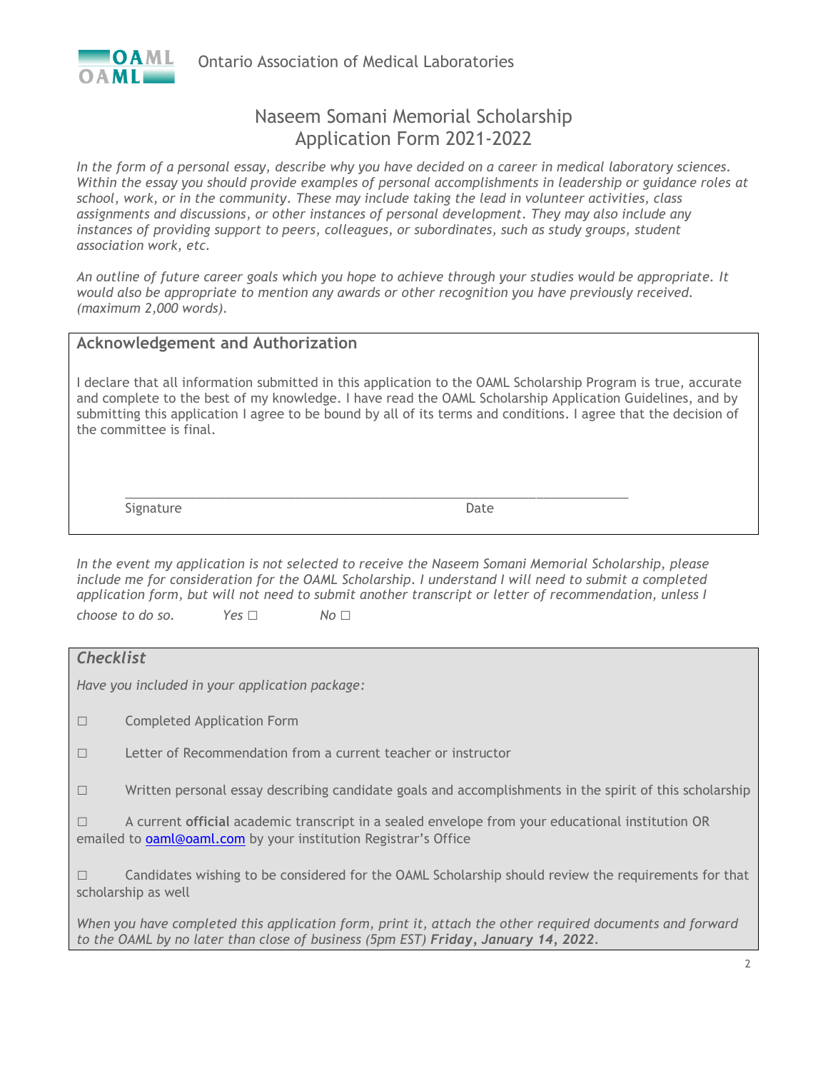OAML
OAML

Ontario Association of Medical Laboratories

# Naseem Somani Memorial Scholarship
# Application Form 2021-2022

*In the form of a personal essay, describe why you have decided on a career in medical laboratory sciences. Within the essay you should provide examples of personal accomplishments in leadership or guidance roles at school, work, or in the community. These may include taking the lead in volunteer activities, class assignments and discussions, or other instances of personal development. They may also include any instances of providing support to peers, colleagues, or subordinates, such as study groups, student association work, etc.*

*An outline of future career goals which you hope to achieve through your studies would be appropriate. It would also be appropriate to mention any awards or other recognition you have previously received. (maximum 2,000 words).*

## Acknowledgement and Authorization

I declare that all information submitted in this application to the OAML Scholarship Program is true, accurate and complete to the best of my knowledge. I have read the OAML Scholarship Application Guidelines, and by submitting this application I agree to be bound by all of its terms and conditions. I agree that the decision of the committee is final.

_______________________________________________________________

Signature                                                            Date

*In the event my application is not selected to receive the Naseem Somani Memorial Scholarship, please include me for consideration for the OAML Scholarship. I understand I will need to submit a completed application form, but will not need to submit another transcript or letter of recommendation, unless I choose to do so.*    *Yes* ☐    *No* ☐

## *Checklist*

*Have you included in your application package:*

☐ Completed Application Form

☐ Letter of Recommendation from a current teacher or instructor

☐ Written personal essay describing candidate goals and accomplishments in the spirit of this scholarship

☐ A current **official** academic transcript in a sealed envelope from your educational institution OR emailed to oaml@oaml.com by your institution Registrar's Office

☐ Candidates wishing to be considered for the OAML Scholarship should review the requirements for that scholarship as well

*When you have completed this application form, print it, attach the other required documents and forward to the OAML by no later than close of business (5pm EST)* ***Friday, January 14, 2022****.*